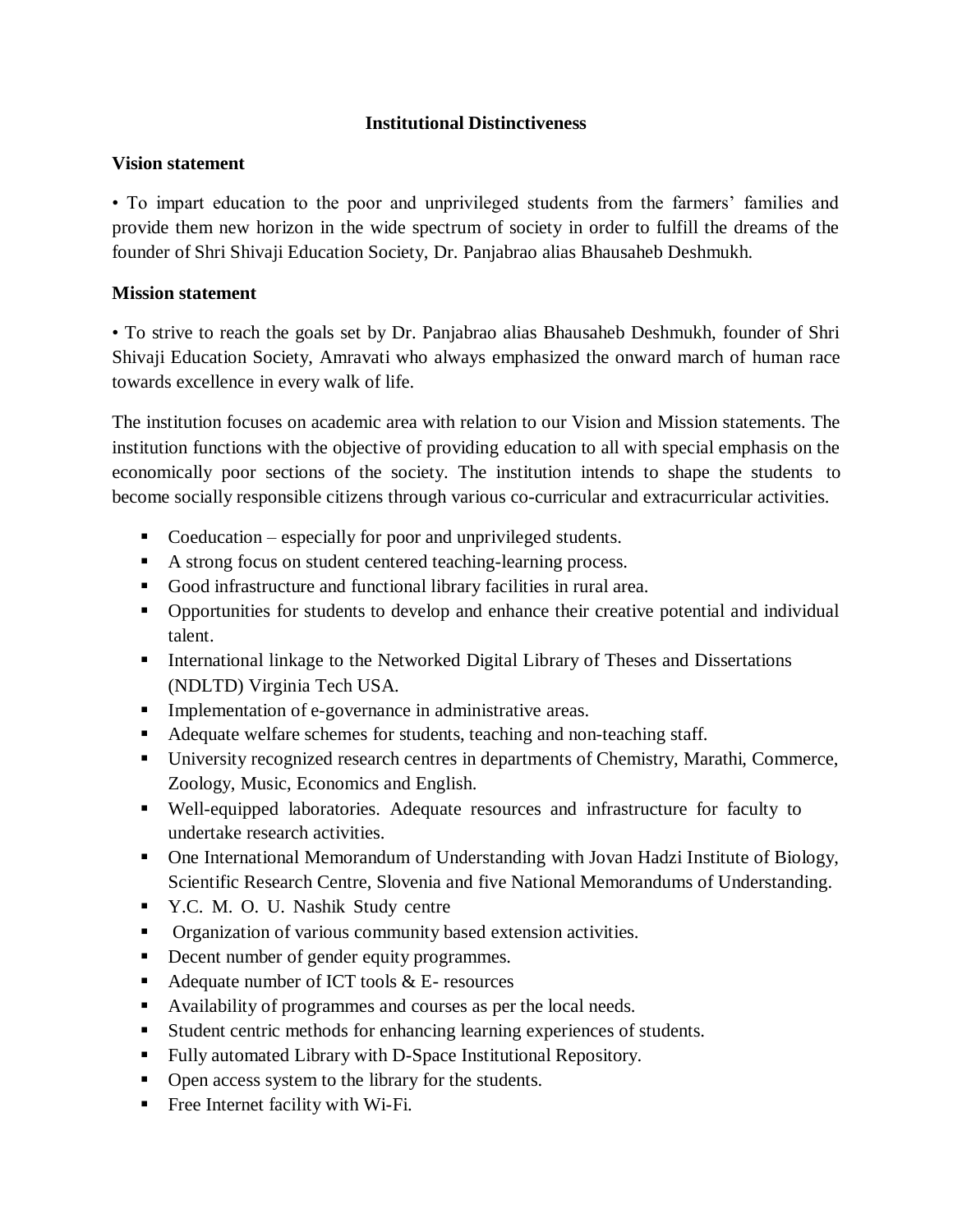# Institutional Distinctiveness

**Vision statement**

• To impart education to the poor and unprivileged students from the farmers' families and provide them new horizon in the wide spectrum of society in order to fulfill the dreams of the founder of Shri Shivaji Education Society, Dr. Panjabrao alias Bhausaheb Deshmukh.

**Mission statement**

• To strive to reach the goals set by Dr. Panjabrao alias Bhausaheb Deshmukh, founder of Shri Shivaji Education Society, Amravati who always emphasized the onward march of human race towards excellence in every walk of life.

The institution focuses on academic area with relation to our Vision and Mission statements. The institution functions with the objective of providing education to all with special emphasis on the economically poor sections of the society. The institution intends to shape the students to become socially responsible citizens through various co-curricular and extracurricular activities.

- Coeducation – especially for poor and unprivileged students.
- A strong focus on student centered teaching-learning process.
- Good infrastructure and functional library facilities in rural area.
- Opportunities for students to develop and enhance their creative potential and individual talent.
- International linkage to the Networked Digital Library of Theses and Dissertations (NDLTD) Virginia Tech USA.
- Implementation of e-governance in administrative areas.
- Adequate welfare schemes for students, teaching and non-teaching staff.
- University recognized research centres in departments of Chemistry, Marathi, Commerce, Zoology, Music, Economics and English.
- Well-equipped laboratories. Adequate resources and infrastructure for faculty to undertake research activities.
- One International Memorandum of Understanding with Jovan Hadzi Institute of Biology, Scientific Research Centre, Slovenia and five National Memorandums of Understanding.
- Y.C. M. O. U. Nashik Study centre
- Organization of various community based extension activities.
- Decent number of gender equity programmes.
- Adequate number of ICT tools & E- resources
- Availability of programmes and courses as per the local needs.
- Student centric methods for enhancing learning experiences of students.
- Fully automated Library with D-Space Institutional Repository.
- Open access system to the library for the students.
- Free Internet facility with Wi-Fi.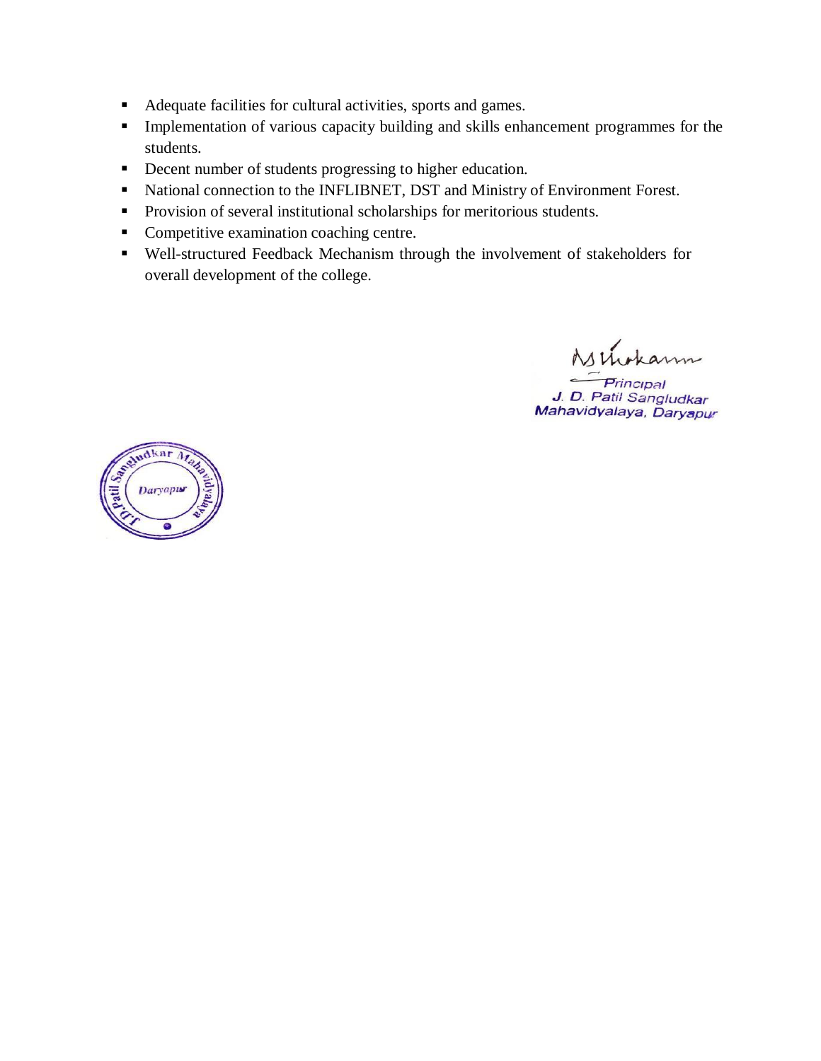- Adequate facilities for cultural activities, sports and games.
- Implementation of various capacity building and skills enhancement programmes for the students.
- Decent number of students progressing to higher education.
- National connection to the INFLIBNET, DST and Ministry of Environment Forest.
- Provision of several institutional scholarships for meritorious students.
- Competitive examination coaching centre.
- Well-structured Feedback Mechanism through the involvement of stakeholders for overall development of the college.

Principal
J. D. Patil Sangludkar
Mahavidyalaya, Daryapur

J.D. Patil Sangludkar Mahavidyalaya
Daryapur